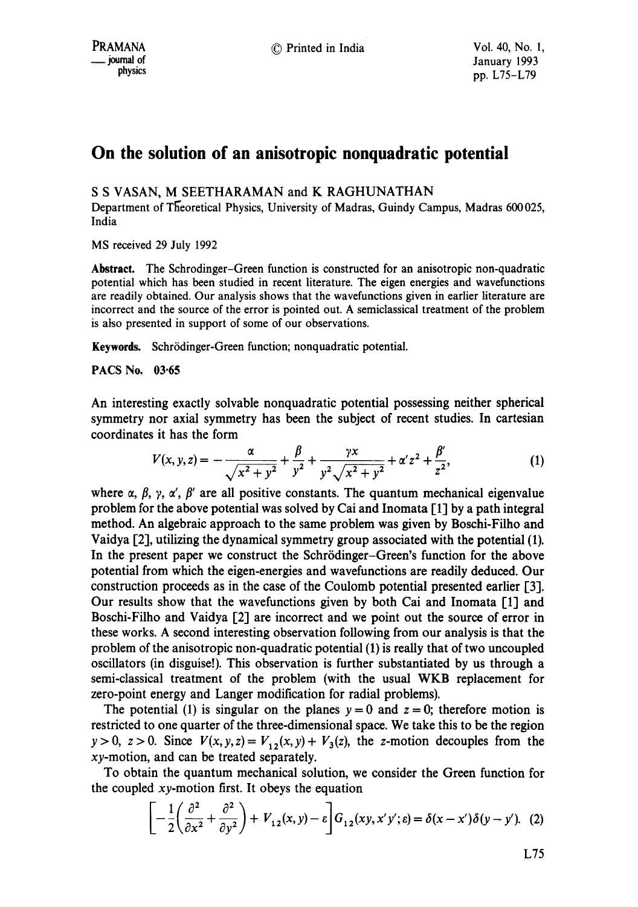# On the solution of an anisotropic nonquadratic potential

S S VASAN, M SEETHARAMAN and K RAGHUNATHAN

Department of Theoretical Physics, University of Madras, Guindy Campus, Madras 600025, India

MS received 29 July 1992

**Abstract.** The Schrodinger–Green function is constructed for an anisotropic non-quadratic potential which has been studied in recent literature. The eigen energies and wavefunctions are readily obtained. Our analysis shows that the wavefunctions given in earlier literature are incorrect and the source of the error is pointed out. A semiclassical treatment of the problem is also presented in support of some of our observations.

**Keywords.** Schrödinger-Green function; nonquadratic potential.

**PACS No.** 03·65

An interesting exactly solvable nonquadratic potential possessing neither spherical symmetry nor axial symmetry has been the subject of recent studies. In cartesian coordinates it has the form

$$V(x, y, z) = -\frac{\alpha}{\sqrt{x^2 + y^2}} + \frac{\beta}{y^2} + \frac{\gamma x}{y^2 \sqrt{x^2 + y^2}} + \alpha' z^2 + \frac{\beta'}{z^2}, \tag{1}$$

where $\alpha$, $\beta$, $\gamma$, $\alpha'$, $\beta'$ are all positive constants. The quantum mechanical eigenvalue problem for the above potential was solved by Cai and Inomata [1] by a path integral method. An algebraic approach to the same problem was given by Boschi-Filho and Vaidya [2], utilizing the dynamical symmetry group associated with the potential (1). In the present paper we construct the Schrödinger–Green's function for the above potential from which the eigen-energies and wavefunctions are readily deduced. Our construction proceeds as in the case of the Coulomb potential presented earlier [3]. Our results show that the wavefunctions given by both Cai and Inomata [1] and Boschi-Filho and Vaidya [2] are incorrect and we point out the source of error in these works. A second interesting observation following from our analysis is that the problem of the anisotropic non-quadratic potential (1) is really that of two uncoupled oscillators (in disguise!). This observation is further substantiated by us through a semi-classical treatment of the problem (with the usual WKB replacement for zero-point energy and Langer modification for radial problems).

The potential (1) is singular on the planes $y = 0$ and $z = 0$; therefore motion is restricted to one quarter of the three-dimensional space. We take this to be the region $y > 0$, $z > 0$. Since $V(x, y, z) = V_{12}(x, y) + V_3(z)$, the $z$-motion decouples from the $xy$-motion, and can be treated separately.

To obtain the quantum mechanical solution, we consider the Green function for the coupled $xy$-motion first. It obeys the equation

$$\left[-\frac{1}{2}\left(\frac{\partial^2}{\partial x^2} + \frac{\partial^2}{\partial y^2}\right) + V_{12}(x, y) - \varepsilon\right] G_{12}(xy, x'y'; \varepsilon) = \delta(x - x')\delta(y - y'). \tag{2}$$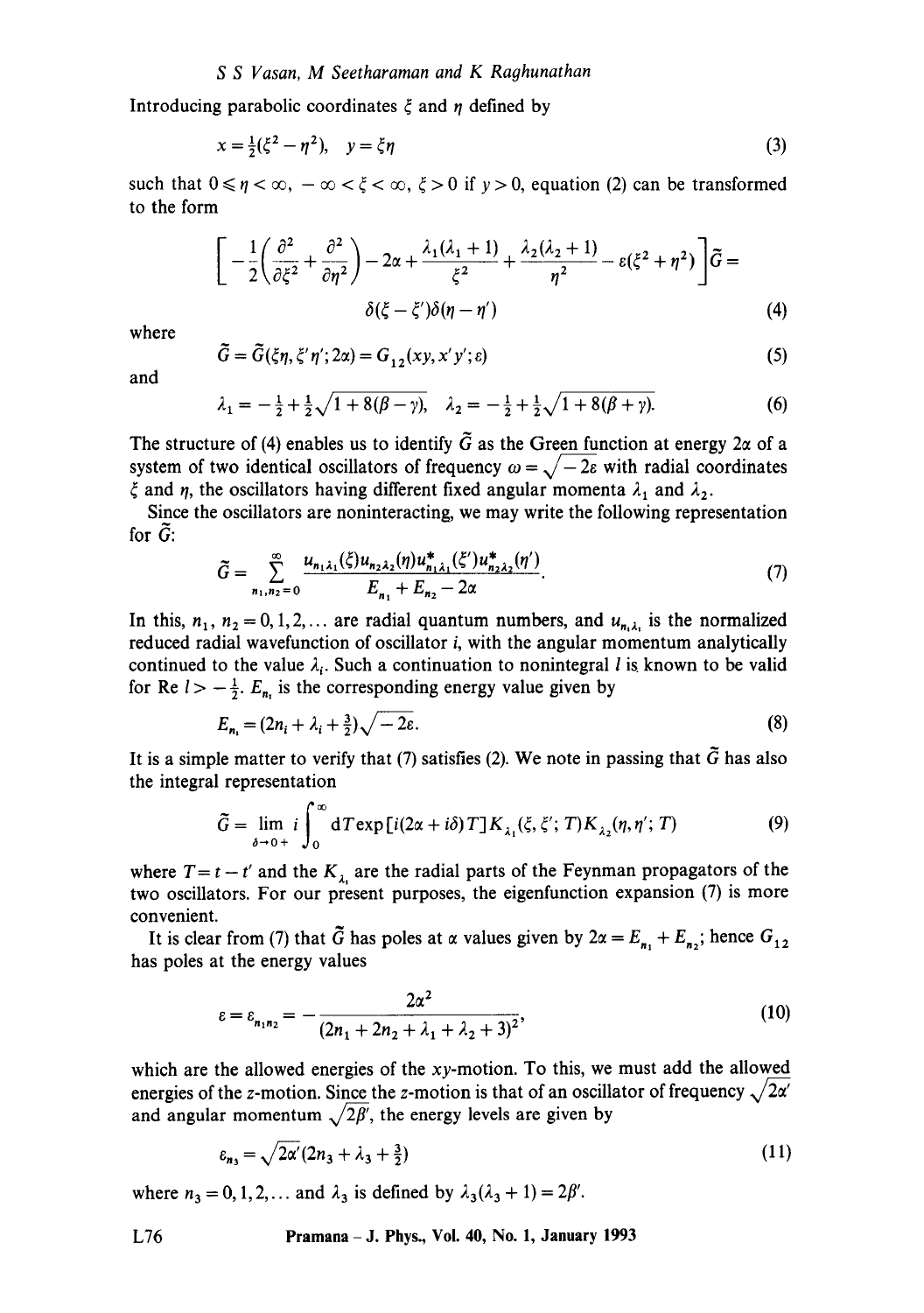Introducing parabolic coordinates $\xi$ and $\eta$ defined by

$$x = \tfrac{1}{2}(\xi^2 - \eta^2), \quad y = \xi\eta \tag{3}$$

such that $0 \leqslant \eta < \infty$, $-\infty < \xi < \infty$, $\xi > 0$ if $y > 0$, equation (2) can be transformed to the form

$$\left[ -\frac{1}{2}\left(\frac{\partial^2}{\partial \xi^2} + \frac{\partial^2}{\partial \eta^2}\right) - 2\alpha + \frac{\lambda_1(\lambda_1 + 1)}{\xi^2} + \frac{\lambda_2(\lambda_2 + 1)}{\eta^2} - \varepsilon(\xi^2 + \eta^2) \right] \tilde{G} = \delta(\xi - \xi')\delta(\eta - \eta') \tag{4}$$

where

$$\tilde{G} = \tilde{G}(\xi\eta, \xi'\eta'; 2\alpha) = G_{12}(xy, x'y'; \varepsilon) \tag{5}$$

and

$$\lambda_1 = -\tfrac{1}{2} + \tfrac{1}{2}\sqrt{1 + 8(\beta - \gamma)}, \quad \lambda_2 = -\tfrac{1}{2} + \tfrac{1}{2}\sqrt{1 + 8(\beta + \gamma)}. \tag{6}$$

The structure of (4) enables us to identify $\tilde{G}$ as the Green function at energy $2\alpha$ of a system of two identical oscillators of frequency $\omega = \sqrt{-2\varepsilon}$ with radial coordinates $\xi$ and $\eta$, the oscillators having different fixed angular momenta $\lambda_1$ and $\lambda_2$.

Since the oscillators are noninteracting, we may write the following representation for $\tilde{G}$:

$$\tilde{G} = \sum_{n_1, n_2 = 0}^{\infty} \frac{u_{n_1\lambda_1}(\xi) u_{n_2\lambda_2}(\eta) u^*_{n_1\lambda_1}(\xi') u^*_{n_2\lambda_2}(\eta')}{E_{n_1} + E_{n_2} - 2\alpha}. \tag{7}$$

In this, $n_1$, $n_2 = 0, 1, 2, \ldots$ are radial quantum numbers, and $u_{n_i\lambda_i}$ is the normalized reduced radial wavefunction of oscillator $i$, with the angular momentum analytically continued to the value $\lambda_i$. Such a continuation to nonintegral $l$ is known to be valid for $\mathrm{Re}\, l > -\frac{1}{2}$. $E_{n_i}$ is the corresponding energy value given by

$$E_{n_i} = (2n_i + \lambda_i + \tfrac{3}{2})\sqrt{-2\varepsilon}. \tag{8}$$

It is a simple matter to verify that (7) satisfies (2). We note in passing that $\tilde{G}$ has also the integral representation

$$\tilde{G} = \lim_{\delta \to 0+} i \int_0^{\infty} \mathrm{d}T \exp[i(2\alpha + i\delta)T] K_{\lambda_1}(\xi, \xi'; T) K_{\lambda_2}(\eta, \eta'; T) \tag{9}$$

where $T = t - t'$ and the $K_{\lambda_i}$ are the radial parts of the Feynman propagators of the two oscillators. For our present purposes, the eigenfunction expansion (7) is more convenient.

It is clear from (7) that $\tilde{G}$ has poles at $\alpha$ values given by $2\alpha = E_{n_1} + E_{n_2}$; hence $G_{12}$ has poles at the energy values

$$\varepsilon = \varepsilon_{n_1 n_2} = -\frac{2\alpha^2}{(2n_1 + 2n_2 + \lambda_1 + \lambda_2 + 3)^2}, \tag{10}$$

which are the allowed energies of the $xy$-motion. To this, we must add the allowed energies of the $z$-motion. Since the $z$-motion is that of an oscillator of frequency $\sqrt{2\alpha'}$ and angular momentum $\sqrt{2\beta'}$, the energy levels are given by

$$\varepsilon_{n_3} = \sqrt{2\alpha'}(2n_3 + \lambda_3 + \tfrac{3}{2}) \tag{11}$$

where $n_3 = 0, 1, 2, \ldots$ and $\lambda_3$ is defined by $\lambda_3(\lambda_3 + 1) = 2\beta'$.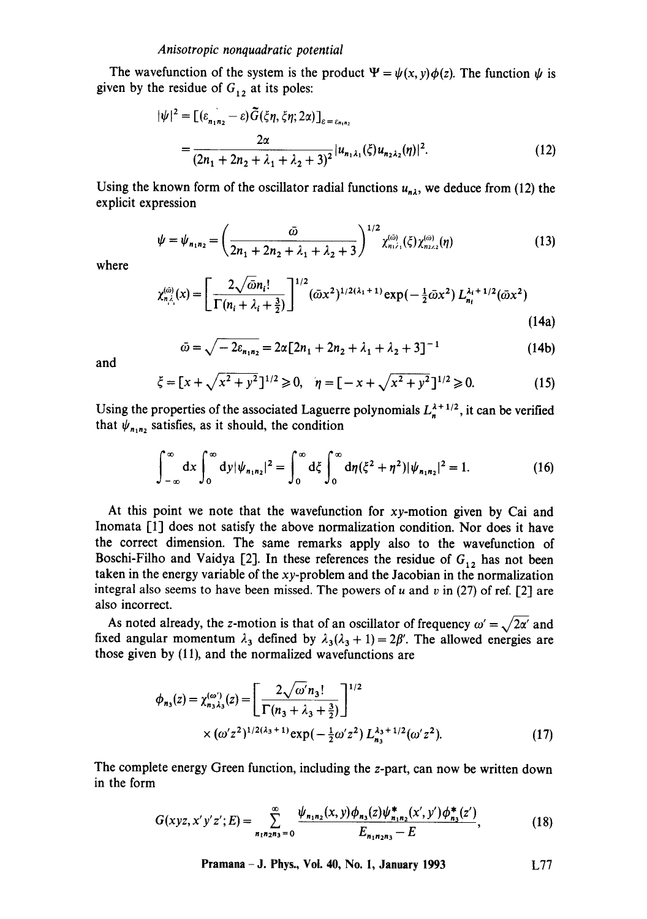The wavefunction of the system is the product $\Psi = \psi(x, y)\phi(z)$. The function $\psi$ is given by the residue of $G_{12}$ at its poles:

$$|\psi|^2 = [(\varepsilon_{n_1 n_2} - \varepsilon)\tilde{G}(\xi\eta, \xi\eta; 2\alpha)]_{\varepsilon = \varepsilon_{n_1 n_2}}$$

$$= \frac{2\alpha}{(2n_1 + 2n_2 + \lambda_1 + \lambda_2 + 3)^2} |u_{n_1 \lambda_1}(\xi) u_{n_2 \lambda_2}(\eta)|^2. \tag{12}$$

Using the known form of the oscillator radial functions $u_{n\lambda}$, we deduce from (12) the explicit expression

$$\psi = \psi_{n_1 n_2} = \left(\frac{\bar{\omega}}{2n_1 + 2n_2 + \lambda_1 + \lambda_2 + 3}\right)^{1/2} \chi^{(\bar{\omega})}_{n_1 \lambda_1}(\xi) \chi^{(\bar{\omega})}_{n_2 \lambda_2}(\eta) \tag{13}$$

where

$$\chi^{(\bar{\omega})}_{n_i \lambda_i}(x) = \left[\frac{2\sqrt{\bar{\omega}}\, n_i!}{\Gamma(n_i + \lambda_i + \frac{3}{2})}\right]^{1/2} (\bar{\omega} x^2)^{1/2(\lambda_i + 1)} \exp(-\tfrac{1}{2}\bar{\omega} x^2)\, L^{\lambda_i + 1/2}_{n_i}(\bar{\omega} x^2) \tag{14a}$$

$$\bar{\omega} = \sqrt{-2\varepsilon_{n_1 n_2}} = 2\alpha[2n_1 + 2n_2 + \lambda_1 + \lambda_2 + 3]^{-1} \tag{14b}$$

and

$$\xi = [x + \sqrt{x^2 + y^2}]^{1/2} \geqslant 0, \quad \eta = [-x + \sqrt{x^2 + y^2}]^{1/2} \geqslant 0. \tag{15}$$

Using the properties of the associated Laguerre polynomials $L^{\lambda + 1/2}_n$, it can be verified that $\psi_{n_1 n_2}$ satisfies, as it should, the condition

$$\int_{-\infty}^{\infty} \mathrm{d}x \int_0^{\infty} \mathrm{d}y |\psi_{n_1 n_2}|^2 = \int_0^{\infty} \mathrm{d}\xi \int_0^{\infty} \mathrm{d}\eta (\xi^2 + \eta^2) |\psi_{n_1 n_2}|^2 = 1. \tag{16}$$

At this point we note that the wavefunction for $xy$-motion given by Cai and Inomata [1] does not satisfy the above normalization condition. Nor does it have the correct dimension. The same remarks apply also to the wavefunction of Boschi-Filho and Vaidya [2]. In these references the residue of $G_{12}$ has not been taken in the energy variable of the $xy$-problem and the Jacobian in the normalization integral also seems to have been missed. The powers of $u$ and $v$ in (27) of ref. [2] are also incorrect.

As noted already, the $z$-motion is that of an oscillator of frequency $\omega' = \sqrt{2\alpha'}$ and fixed angular momentum $\lambda_3$ defined by $\lambda_3(\lambda_3 + 1) = 2\beta'$. The allowed energies are those given by (11), and the normalized wavefunctions are

$$\phi_{n_3}(z) = \chi^{(\omega')}_{n_3 \lambda_3}(z) = \left[\frac{2\sqrt{\omega'}\, n_3!}{\Gamma(n_3 + \lambda_3 + \frac{3}{2})}\right]^{1/2} \times (\omega' z^2)^{1/2(\lambda_3 + 1)} \exp(-\tfrac{1}{2}\omega' z^2)\, L^{\lambda_3 + 1/2}_{n_3}(\omega' z^2). \tag{17}$$

The complete energy Green function, including the $z$-part, can now be written down in the form

$$G(xyz, x'y'z'; E) = \sum_{n_1 n_2 n_3 = 0}^{\infty} \frac{\psi_{n_1 n_2}(x, y)\phi_{n_3}(z)\psi^*_{n_1 n_2}(x', y')\phi^*_{n_3}(z')}{E_{n_1 n_2 n_3} - E}, \tag{18}$$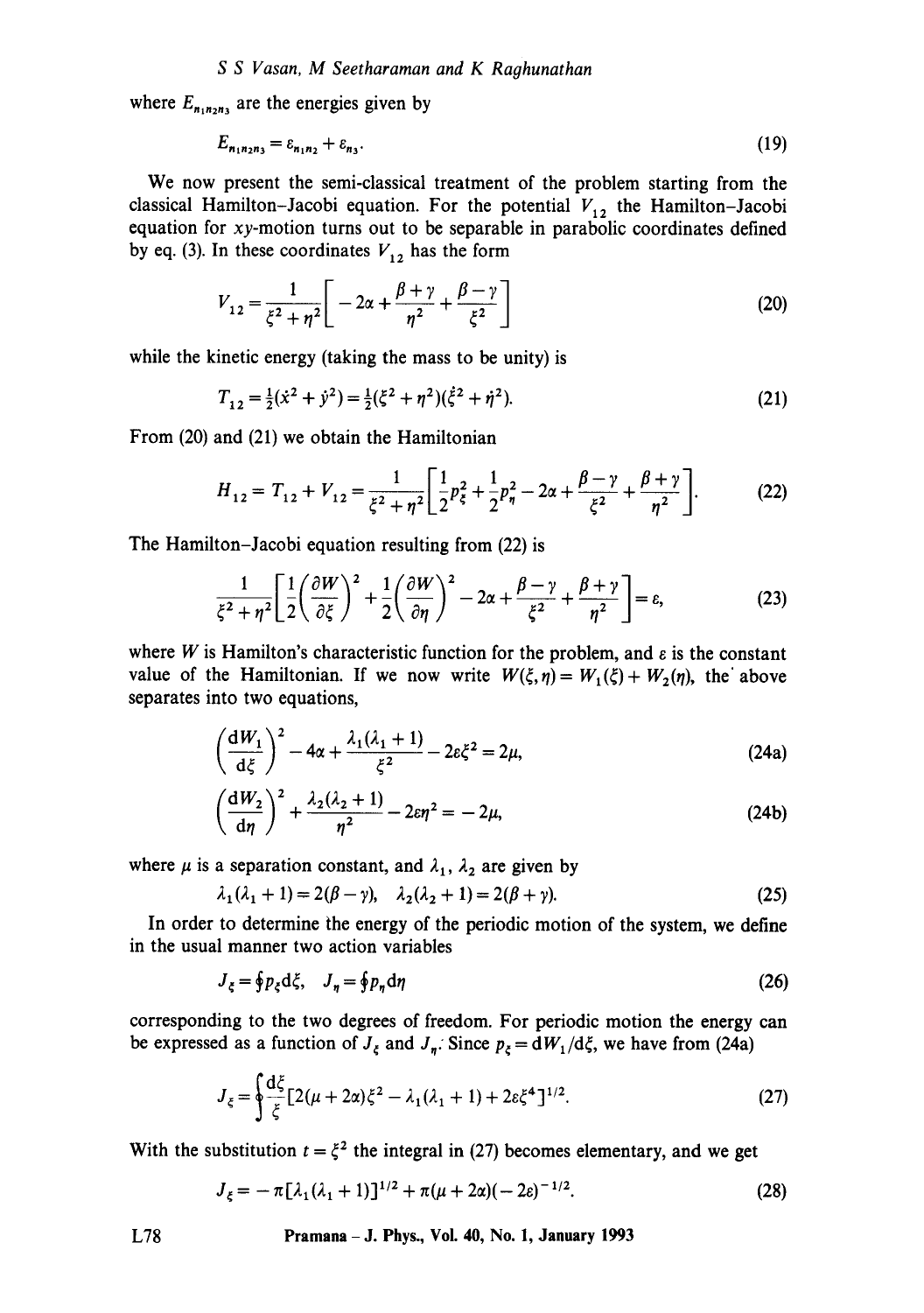where $E_{n_1 n_2 n_3}$ are the energies given by

$$E_{n_1 n_2 n_3} = \varepsilon_{n_1 n_2} + \varepsilon_{n_3}. \tag{19}$$

We now present the semi-classical treatment of the problem starting from the classical Hamilton–Jacobi equation. For the potential $V_{12}$ the Hamilton–Jacobi equation for $xy$-motion turns out to be separable in parabolic coordinates defined by eq. (3). In these coordinates $V_{12}$ has the form

$$V_{12} = \frac{1}{\xi^2 + \eta^2}\left[ -2\alpha + \frac{\beta+\gamma}{\eta^2} + \frac{\beta-\gamma}{\xi^2} \right] \tag{20}$$

while the kinetic energy (taking the mass to be unity) is

$$T_{12} = \tfrac{1}{2}(\dot{x}^2 + \dot{y}^2) = \tfrac{1}{2}(\xi^2 + \eta^2)(\dot{\xi}^2 + \dot{\eta}^2). \tag{21}$$

From (20) and (21) we obtain the Hamiltonian

$$H_{12} = T_{12} + V_{12} = \frac{1}{\xi^2 + \eta^2}\left[ \frac{1}{2}p_\xi^2 + \frac{1}{2}p_\eta^2 - 2\alpha + \frac{\beta-\gamma}{\xi^2} + \frac{\beta+\gamma}{\eta^2} \right]. \tag{22}$$

The Hamilton–Jacobi equation resulting from (22) is

$$\frac{1}{\xi^2 + \eta^2}\left[ \frac{1}{2}\left(\frac{\partial W}{\partial \xi}\right)^2 + \frac{1}{2}\left(\frac{\partial W}{\partial \eta}\right)^2 - 2\alpha + \frac{\beta-\gamma}{\xi^2} + \frac{\beta+\gamma}{\eta^2} \right] = \varepsilon, \tag{23}$$

where $W$ is Hamilton's characteristic function for the problem, and $\varepsilon$ is the constant value of the Hamiltonian. If we now write $W(\xi, \eta) = W_1(\xi) + W_2(\eta)$, the above separates into two equations,

$$\left(\frac{dW_1}{d\xi}\right)^2 - 4\alpha + \frac{\lambda_1(\lambda_1+1)}{\xi^2} - 2\varepsilon\xi^2 = 2\mu, \tag{24a}$$

$$\left(\frac{dW_2}{d\eta}\right)^2 + \frac{\lambda_2(\lambda_2+1)}{\eta^2} - 2\varepsilon\eta^2 = -2\mu, \tag{24b}$$

where $\mu$ is a separation constant, and $\lambda_1$, $\lambda_2$ are given by

$$\lambda_1(\lambda_1+1) = 2(\beta-\gamma), \quad \lambda_2(\lambda_2+1) = 2(\beta+\gamma). \tag{25}$$

In order to determine the energy of the periodic motion of the system, we define in the usual manner two action variables

$$J_\xi = \oint p_\xi d\xi, \quad J_\eta = \oint p_\eta d\eta \tag{26}$$

corresponding to the two degrees of freedom. For periodic motion the energy can be expressed as a function of $J_\xi$ and $J_\eta$. Since $p_\xi = dW_1/d\xi$, we have from (24a)

$$J_\xi = \oint \frac{d\xi}{\xi}[2(\mu+2\alpha)\xi^2 - \lambda_1(\lambda_1+1) + 2\varepsilon\xi^4]^{1/2}. \tag{27}$$

With the substitution $t = \xi^2$ the integral in (27) becomes elementary, and we get

$$J_\xi = -\pi[\lambda_1(\lambda_1+1)]^{1/2} + \pi(\mu+2\alpha)(-2\varepsilon)^{-1/2}. \tag{28}$$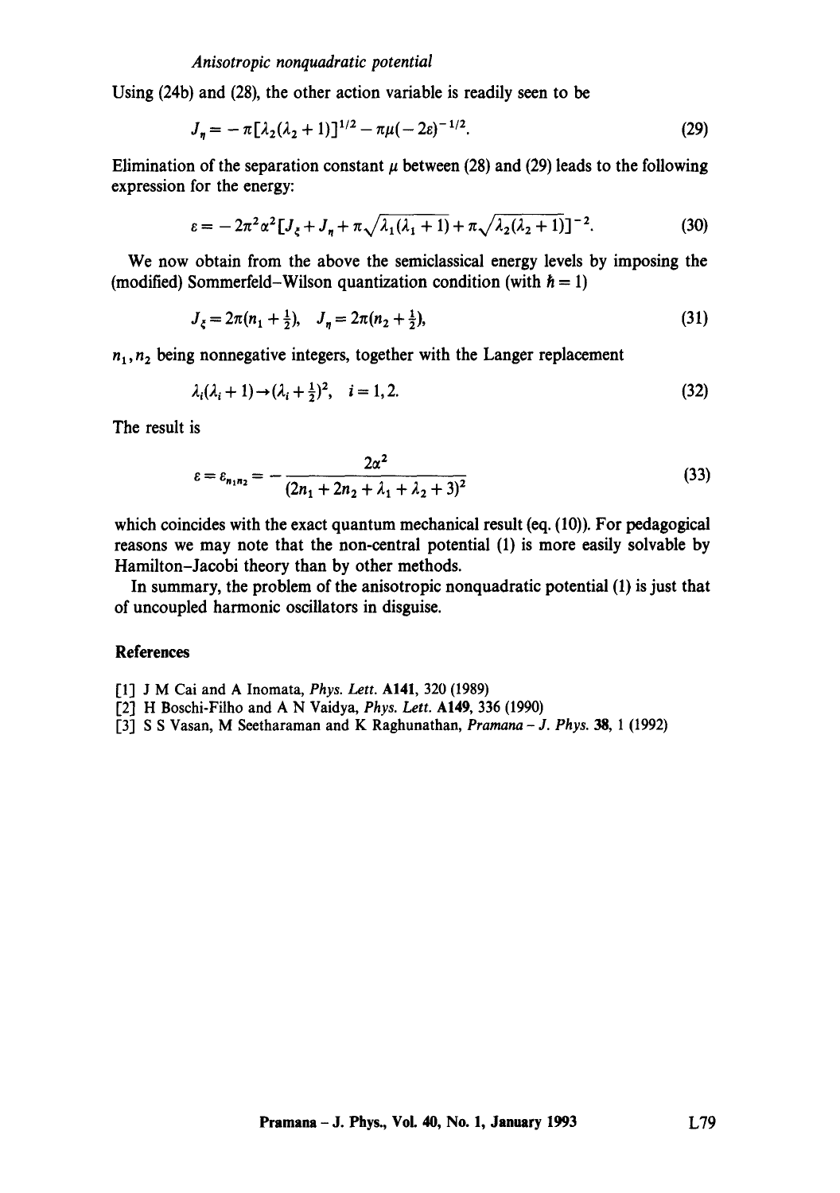Using (24b) and (28), the other action variable is readily seen to be

$$J_\eta = -\pi[\lambda_2(\lambda_2+1)]^{1/2} - \pi\mu(-2\varepsilon)^{-1/2}. \tag{29}$$

Elimination of the separation constant $\mu$ between (28) and (29) leads to the following expression for the energy:

$$\varepsilon = -2\pi^2\alpha^2[J_\xi + J_\eta + \pi\sqrt{\lambda_1(\lambda_1+1)} + \pi\sqrt{\lambda_2(\lambda_2+1)}]^{-2}. \tag{30}$$

We now obtain from the above the semiclassical energy levels by imposing the (modified) Sommerfeld–Wilson quantization condition (with $\hbar = 1$)

$$J_\xi = 2\pi(n_1 + \tfrac{1}{2}), \quad J_\eta = 2\pi(n_2 + \tfrac{1}{2}), \tag{31}$$

$n_1, n_2$ being nonnegative integers, together with the Langer replacement

$$\lambda_i(\lambda_i + 1) \to (\lambda_i + \tfrac{1}{2})^2, \quad i = 1, 2. \tag{32}$$

The result is

$$\varepsilon = \varepsilon_{n_1 n_2} = -\frac{2\alpha^2}{(2n_1 + 2n_2 + \lambda_1 + \lambda_2 + 3)^2} \tag{33}$$

which coincides with the exact quantum mechanical result (eq. (10)). For pedagogical reasons we may note that the non-central potential (1) is more easily solvable by Hamilton–Jacobi theory than by other methods.

In summary, the problem of the anisotropic nonquadratic potential (1) is just that of uncoupled harmonic oscillators in disguise.

## References

[1] J M Cai and A Inomata, *Phys. Lett.* **A141**, 320 (1989)

[2] H Boschi-Filho and A N Vaidya, *Phys. Lett.* **A149**, 336 (1990)

[3] S S Vasan, M Seetharaman and K Raghunathan, *Pramana – J. Phys.* **38**, 1 (1992)